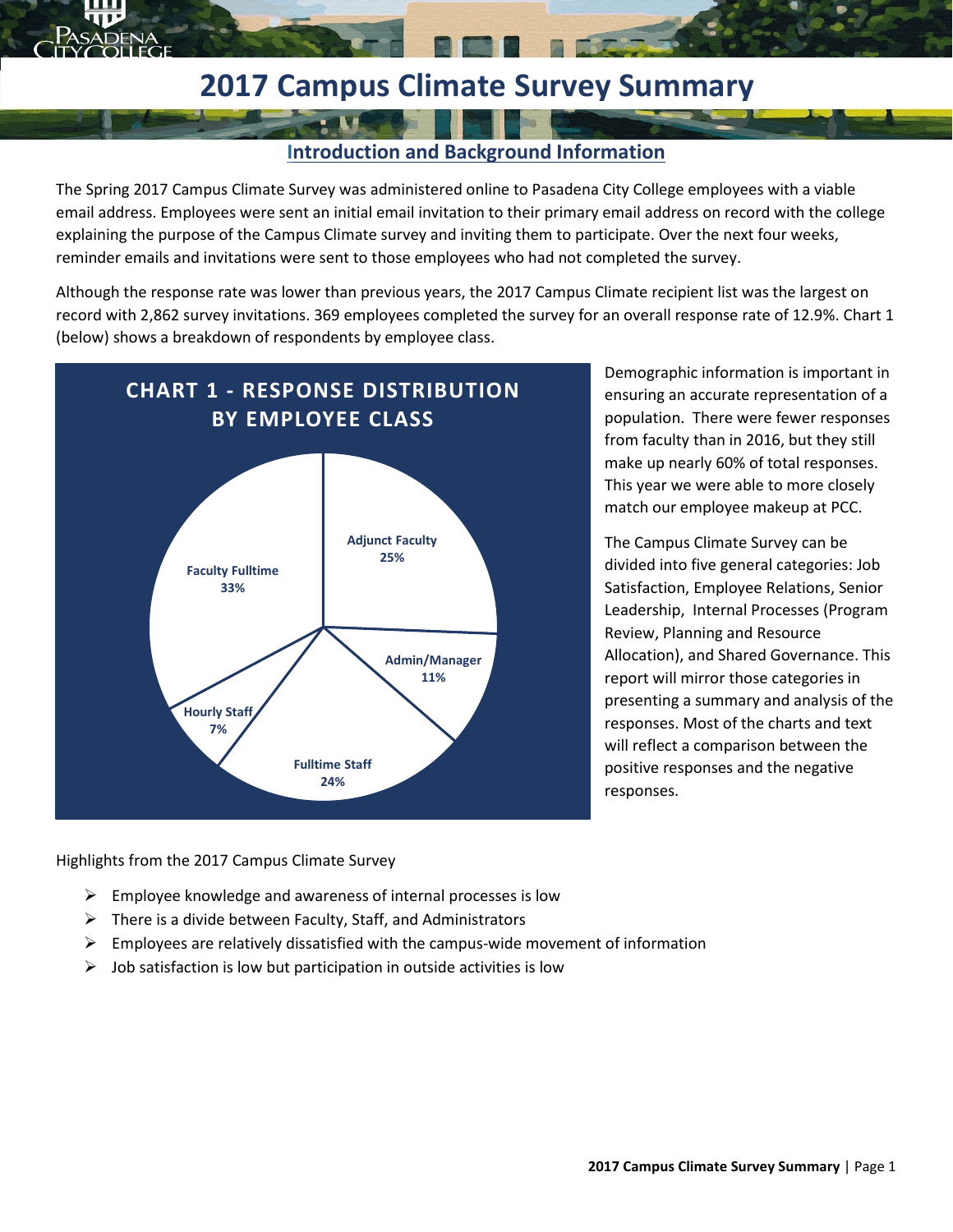# 2017 Campus Climate Survey Summary

## Introduction and Background Information

The Spring 2017 Campus Climate Survey was administered online to Pasadena City College employees with a viable email address. Employees were sent an initial email invitation to their primary email address on record with the college explaining the purpose of the Campus Climate survey and inviting them to participate. Over the next four weeks, reminder emails and invitations were sent to those employees who had not completed the survey.

Although the response rate was lower than previous years, the 2017 Campus Climate recipient list was the largest on record with 2,862 survey invitations. 369 employees completed the survey for an overall response rate of 12.9%. Chart 1 (below) shows a breakdown of respondents by employee class.

**CHART 1 - RESPONSE DISTRIBUTION BY EMPLOYEE CLASS**

| Employee Class | Percent |
|---|---|
| Adjunct Faculty | 25% |
| Admin/Manager | 11% |
| Fulltime Staff | 24% |
| Hourly Staff | 7% |
| Faculty Fulltime | 33% |

Demographic information is important in ensuring an accurate representation of a population. There were fewer responses from faculty than in 2016, but they still make up nearly 60% of total responses. This year we were able to more closely match our employee makeup at PCC.

The Campus Climate Survey can be divided into five general categories: Job Satisfaction, Employee Relations, Senior Leadership, Internal Processes (Program Review, Planning and Resource Allocation), and Shared Governance. This report will mirror those categories in presenting a summary and analysis of the responses. Most of the charts and text will reflect a comparison between the positive responses and the negative responses.

Highlights from the 2017 Campus Climate Survey

- Employee knowledge and awareness of internal processes is low
- There is a divide between Faculty, Staff, and Administrators
- Employees are relatively dissatisfied with the campus-wide movement of information
- Job satisfaction is low but participation in outside activities is low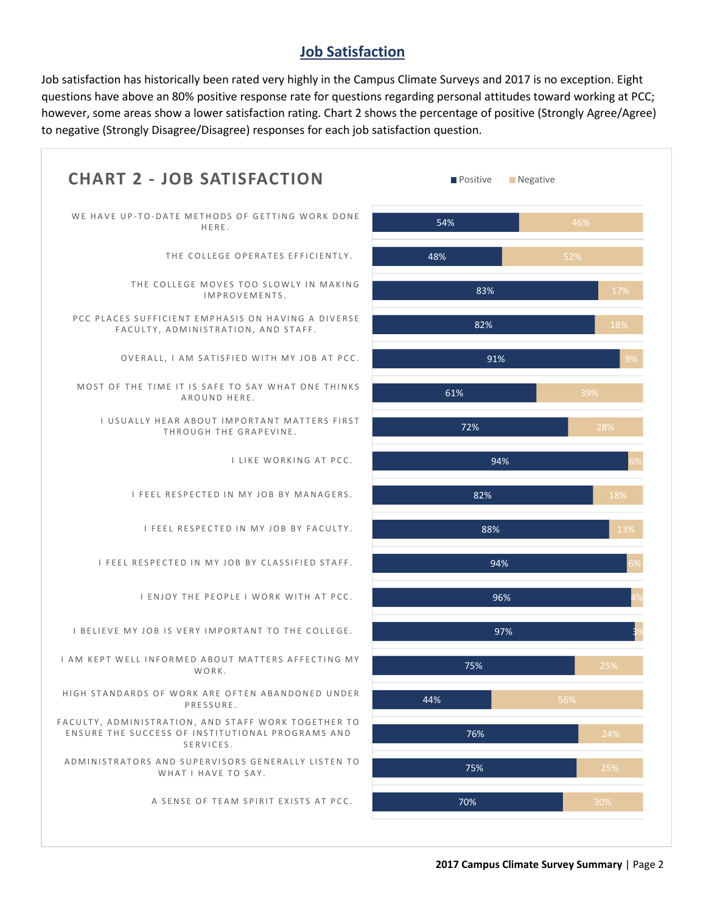## Job Satisfaction

Job satisfaction has historically been rated very highly in the Campus Climate Surveys and 2017 is no exception. Eight questions have above an 80% positive response rate for questions regarding personal attitudes toward working at PCC; however, some areas show a lower satisfaction rating. Chart 2 shows the percentage of positive (Strongly Agree/Agree) to negative (Strongly Disagree/Disagree) responses for each job satisfaction question.

### CHART 2 - JOB SATISFACTION

| Question | Positive | Negative |
|---|---|---|
| We have up-to-date methods of getting work done here. | 54% | 46% |
| The college operates efficiently. | 48% | 52% |
| The college moves too slowly in making improvements. | 83% | 17% |
| PCC places sufficient emphasis on having a diverse faculty, administration, and staff. | 82% | 18% |
| Overall, I am satisfied with my job at PCC. | 91% | 9% |
| Most of the time it is safe to say what one thinks around here. | 61% | 39% |
| I usually hear about important matters first through the grapevine. | 72% | 28% |
| I like working at PCC. | 94% | 6% |
| I feel respected in my job by managers. | 82% | 18% |
| I feel respected in my job by faculty. | 88% | 13% |
| I feel respected in my job by classified staff. | 94% | 6% |
| I enjoy the people I work with at PCC. | 96% | 4% |
| I believe my job is very important to the college. | 97% | 3% |
| I am kept well informed about matters affecting my work. | 75% | 25% |
| High standards of work are often abandoned under pressure. | 44% | 56% |
| Faculty, administration, and staff work together to ensure the success of institutional programs and services. | 76% | 24% |
| Administrators and supervisors generally listen to what I have to say. | 75% | 25% |
| A sense of team spirit exists at PCC. | 70% | 30% |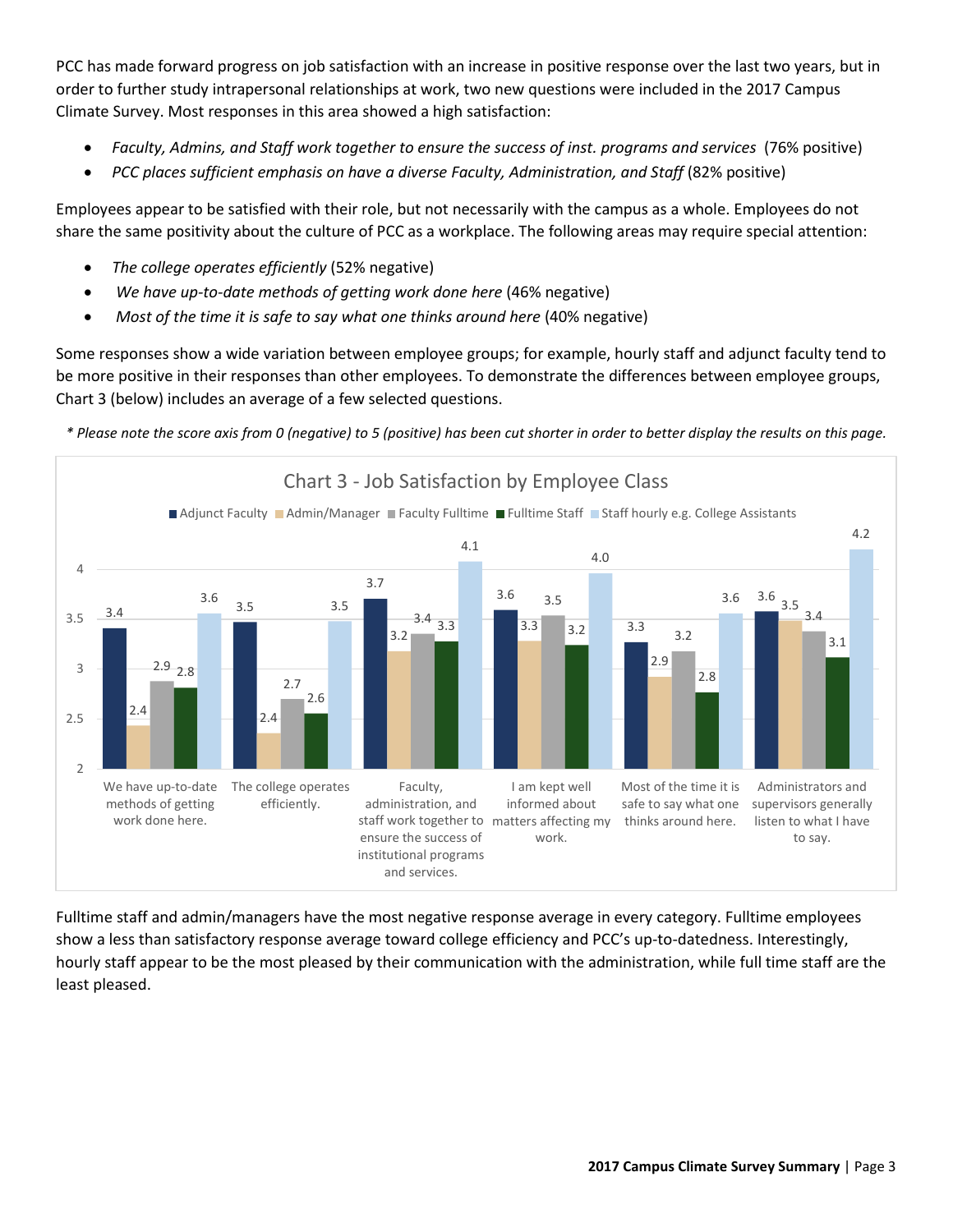PCC has made forward progress on job satisfaction with an increase in positive response over the last two years, but in order to further study intrapersonal relationships at work, two new questions were included in the 2017 Campus Climate Survey. Most responses in this area showed a high satisfaction:

- *Faculty, Admins, and Staff work together to ensure the success of inst. programs and services* (76% positive)
- *PCC places sufficient emphasis on have a diverse Faculty, Administration, and Staff* (82% positive)

Employees appear to be satisfied with their role, but not necessarily with the campus as a whole. Employees do not share the same positivity about the culture of PCC as a workplace. The following areas may require special attention:

- *The college operates efficiently* (52% negative)
- *We have up-to-date methods of getting work done here* (46% negative)
- *Most of the time it is safe to say what one thinks around here* (40% negative)

Some responses show a wide variation between employee groups; for example, hourly staff and adjunct faculty tend to be more positive in their responses than other employees. To demonstrate the differences between employee groups, Chart 3 (below) includes an average of a few selected questions.

*\* Please note the score axis from 0 (negative) to 5 (positive) has been cut shorter in order to better display the results on this page.*

**Chart 3 - Job Satisfaction by Employee Class**

| Question | Adjunct Faculty | Admin/Manager | Faculty Fulltime | Fulltime Staff | Staff hourly e.g. College Assistants |
|---|---|---|---|---|---|
| We have up-to-date methods of getting work done here. | 3.4 | 2.4 | 2.9 | 2.8 | 3.6 |
| The college operates efficiently. | 3.5 | 2.4 | 2.7 | 2.6 | 3.5 |
| Faculty, administration, and staff work together to ensure the success of institutional programs and services. | 3.7 | 3.2 | 3.4 | 3.3 | 4.1 |
| I am kept well informed about matters affecting my work. | 3.6 | 3.3 | 3.5 | 3.2 | 4.0 |
| Most of the time it is safe to say what one thinks around here. | 3.3 | 2.9 | 3.2 | 2.8 | 3.6 |
| Administrators and supervisors generally listen to what I have to say. | 3.6 | 3.5 | 3.4 | 3.1 | 4.2 |

Fulltime staff and admin/managers have the most negative response average in every category. Fulltime employees show a less than satisfactory response average toward college efficiency and PCC's up-to-datedness. Interestingly, hourly staff appear to be the most pleased by their communication with the administration, while full time staff are the least pleased.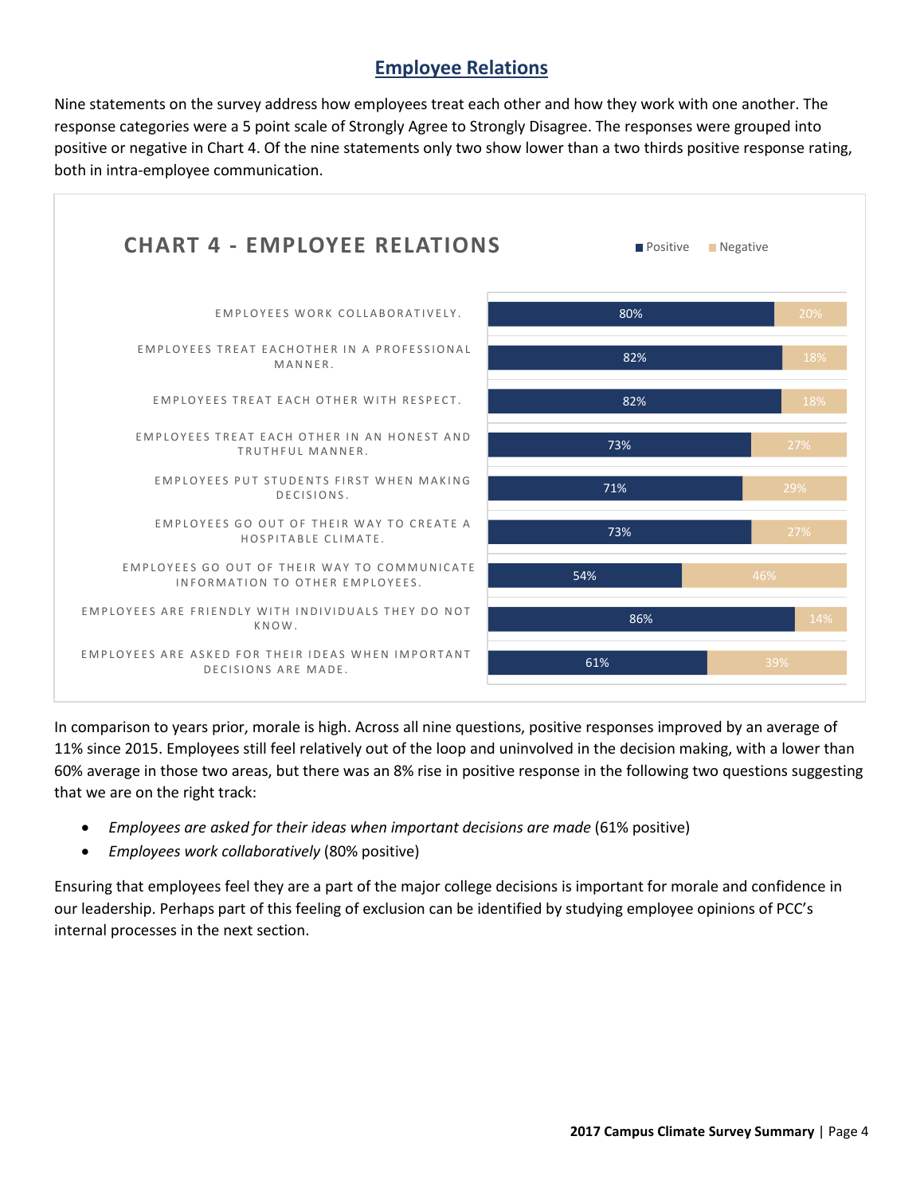## Employee Relations

Nine statements on the survey address how employees treat each other and how they work with one another. The response categories were a 5 point scale of Strongly Agree to Strongly Disagree. The responses were grouped into positive or negative in Chart 4. Of the nine statements only two show lower than a two thirds positive response rating, both in intra-employee communication.

**CHART 4 - EMPLOYEE RELATIONS**

| Statement | Positive | Negative |
| --- | --- | --- |
| EMPLOYEES WORK COLLABORATIVELY. | 80% | 20% |
| EMPLOYEES TREAT EACHOTHER IN A PROFESSIONAL MANNER. | 82% | 18% |
| EMPLOYEES TREAT EACH OTHER WITH RESPECT. | 82% | 18% |
| EMPLOYEES TREAT EACH OTHER IN AN HONEST AND TRUTHFUL MANNER. | 73% | 27% |
| EMPLOYEES PUT STUDENTS FIRST WHEN MAKING DECISIONS. | 71% | 29% |
| EMPLOYEES GO OUT OF THEIR WAY TO CREATE A HOSPITABLE CLIMATE. | 73% | 27% |
| EMPLOYEES GO OUT OF THEIR WAY TO COMMUNICATE INFORMATION TO OTHER EMPLOYEES. | 54% | 46% |
| EMPLOYEES ARE FRIENDLY WITH INDIVIDUALS THEY DO NOT KNOW. | 86% | 14% |
| EMPLOYEES ARE ASKED FOR THEIR IDEAS WHEN IMPORTANT DECISIONS ARE MADE. | 61% | 39% |

In comparison to years prior, morale is high. Across all nine questions, positive responses improved by an average of 11% since 2015. Employees still feel relatively out of the loop and uninvolved in the decision making, with a lower than 60% average in those two areas, but there was an 8% rise in positive response in the following two questions suggesting that we are on the right track:

- *Employees are asked for their ideas when important decisions are made* (61% positive)
- *Employees work collaboratively* (80% positive)

Ensuring that employees feel they are a part of the major college decisions is important for morale and confidence in our leadership. Perhaps part of this feeling of exclusion can be identified by studying employee opinions of PCC's internal processes in the next section.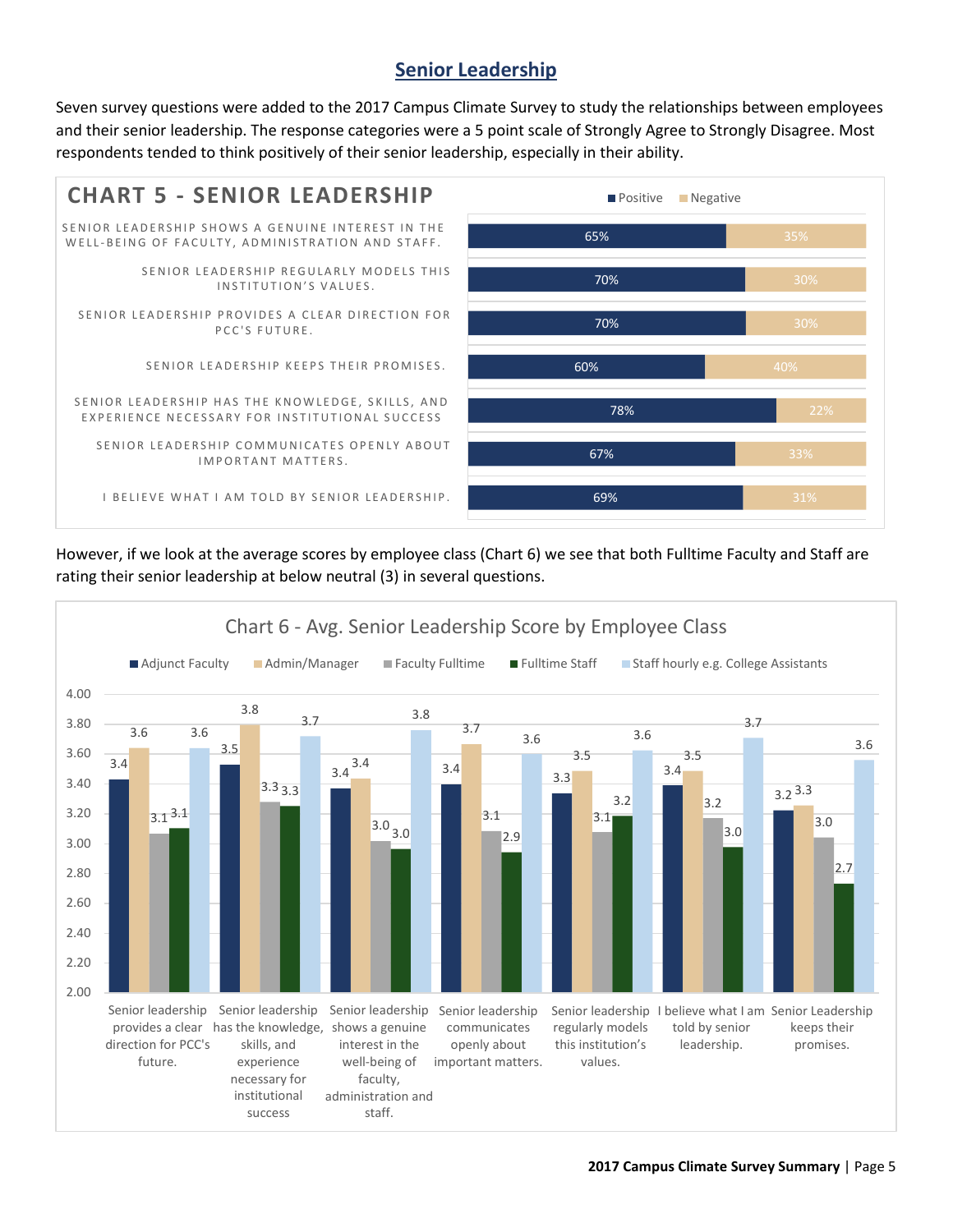## Senior Leadership

Seven survey questions were added to the 2017 Campus Climate Survey to study the relationships between employees and their senior leadership. The response categories were a 5 point scale of Strongly Agree to Strongly Disagree. Most respondents tended to think positively of their senior leadership, especially in their ability.

**CHART 5 - SENIOR LEADERSHIP**

| Question | Positive | Negative |
| --- | --- | --- |
| Senior leadership shows a genuine interest in the well-being of faculty, administration and staff. | 65% | 35% |
| Senior leadership regularly models this institution's values. | 70% | 30% |
| Senior leadership provides a clear direction for PCC's future. | 70% | 30% |
| Senior leadership keeps their promises. | 60% | 40% |
| Senior leadership has the knowledge, skills, and experience necessary for institutional success | 78% | 22% |
| Senior leadership communicates openly about important matters. | 67% | 33% |
| I believe what I am told by senior leadership. | 69% | 31% |

However, if we look at the average scores by employee class (Chart 6) we see that both Fulltime Faculty and Staff are rating their senior leadership at below neutral (3) in several questions.

**Chart 6 - Avg. Senior Leadership Score by Employee Class**

| Question | Adjunct Faculty | Admin/Manager | Faculty Fulltime | Fulltime Staff | Staff hourly e.g. College Assistants |
| --- | --- | --- | --- | --- | --- |
| Senior leadership provides a clear direction for PCC's future. | 3.4 | 3.6 | 3.1 | 3.1 | 3.6 |
| Senior leadership has the knowledge, skills, and experience necessary for institutional success | 3.5 | 3.8 | 3.3 | 3.3 | 3.7 |
| Senior leadership shows a genuine interest in the well-being of faculty, administration and staff. | 3.4 | 3.4 | 3.0 | 3.0 | 3.8 |
| Senior leadership communicates openly about important matters. | 3.4 | 3.7 | 3.1 | 2.9 | 3.6 |
| Senior leadership regularly models this institution's values. | 3.3 | 3.5 | 3.1 | 3.2 | 3.6 |
| I believe what I am told by senior leadership. | 3.4 | 3.5 | 3.2 | 3.0 | 3.7 |
| Senior Leadership keeps their promises. | 3.2 | 3.3 | 3.0 | 2.7 | 3.6 |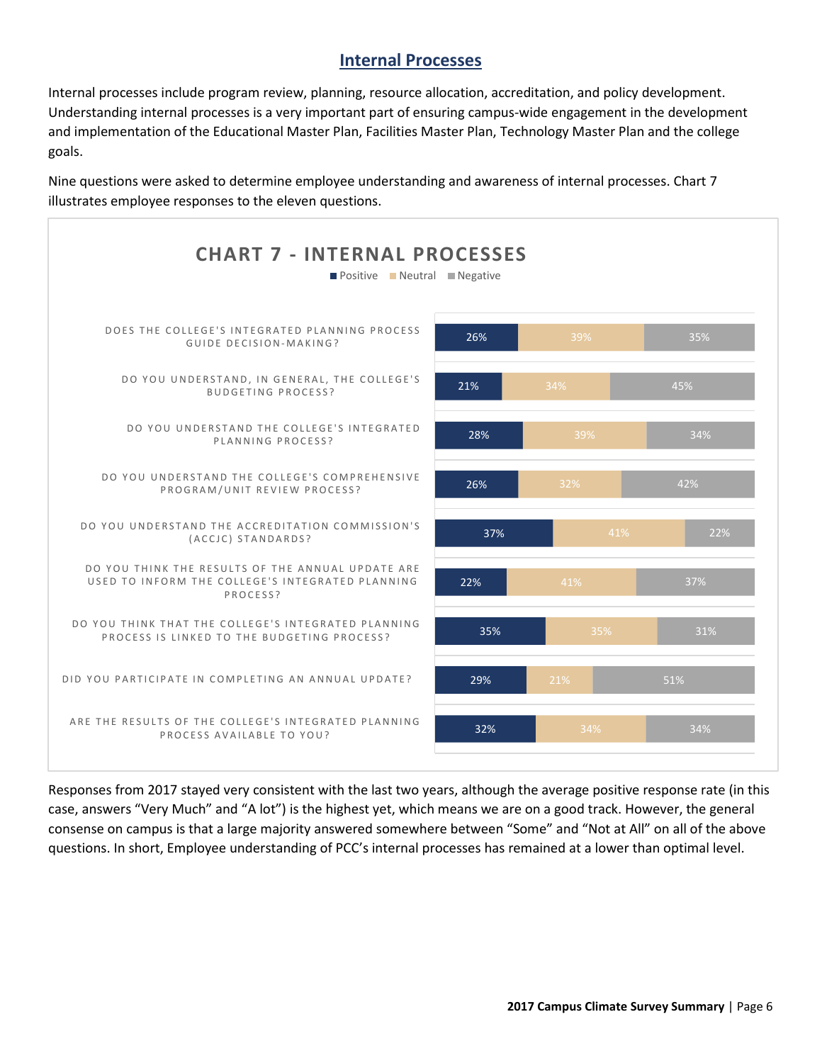## Internal Processes

Internal processes include program review, planning, resource allocation, accreditation, and policy development. Understanding internal processes is a very important part of ensuring campus-wide engagement in the development and implementation of the Educational Master Plan, Facilities Master Plan, Technology Master Plan and the college goals.

Nine questions were asked to determine employee understanding and awareness of internal processes. Chart 7 illustrates employee responses to the eleven questions.

**CHART 7 - INTERNAL PROCESSES**

| Question | Positive | Neutral | Negative |
| --- | --- | --- | --- |
| DOES THE COLLEGE'S INTEGRATED PLANNING PROCESS GUIDE DECISION-MAKING? | 26% | 39% | 35% |
| DO YOU UNDERSTAND, IN GENERAL, THE COLLEGE'S BUDGETING PROCESS? | 21% | 34% | 45% |
| DO YOU UNDERSTAND THE COLLEGE'S INTEGRATED PLANNING PROCESS? | 28% | 39% | 34% |
| DO YOU UNDERSTAND THE COLLEGE'S COMPREHENSIVE PROGRAM/UNIT REVIEW PROCESS? | 26% | 32% | 42% |
| DO YOU UNDERSTAND THE ACCREDITATION COMMISSION'S (ACCJC) STANDARDS? | 37% | 41% | 22% |
| DO YOU THINK THE RESULTS OF THE ANNUAL UPDATE ARE USED TO INFORM THE COLLEGE'S INTEGRATED PLANNING PROCESS? | 22% | 41% | 37% |
| DO YOU THINK THAT THE COLLEGE'S INTEGRATED PLANNING PROCESS IS LINKED TO THE BUDGETING PROCESS? | 35% | 35% | 31% |
| DID YOU PARTICIPATE IN COMPLETING AN ANNUAL UPDATE? | 29% | 21% | 51% |
| ARE THE RESULTS OF THE COLLEGE'S INTEGRATED PLANNING PROCESS AVAILABLE TO YOU? | 32% | 34% | 34% |

Responses from 2017 stayed very consistent with the last two years, although the average positive response rate (in this case, answers "Very Much" and "A lot") is the highest yet, which means we are on a good track. However, the general consense on campus is that a large majority answered somewhere between "Some" and "Not at All" on all of the above questions. In short, Employee understanding of PCC's internal processes has remained at a lower than optimal level.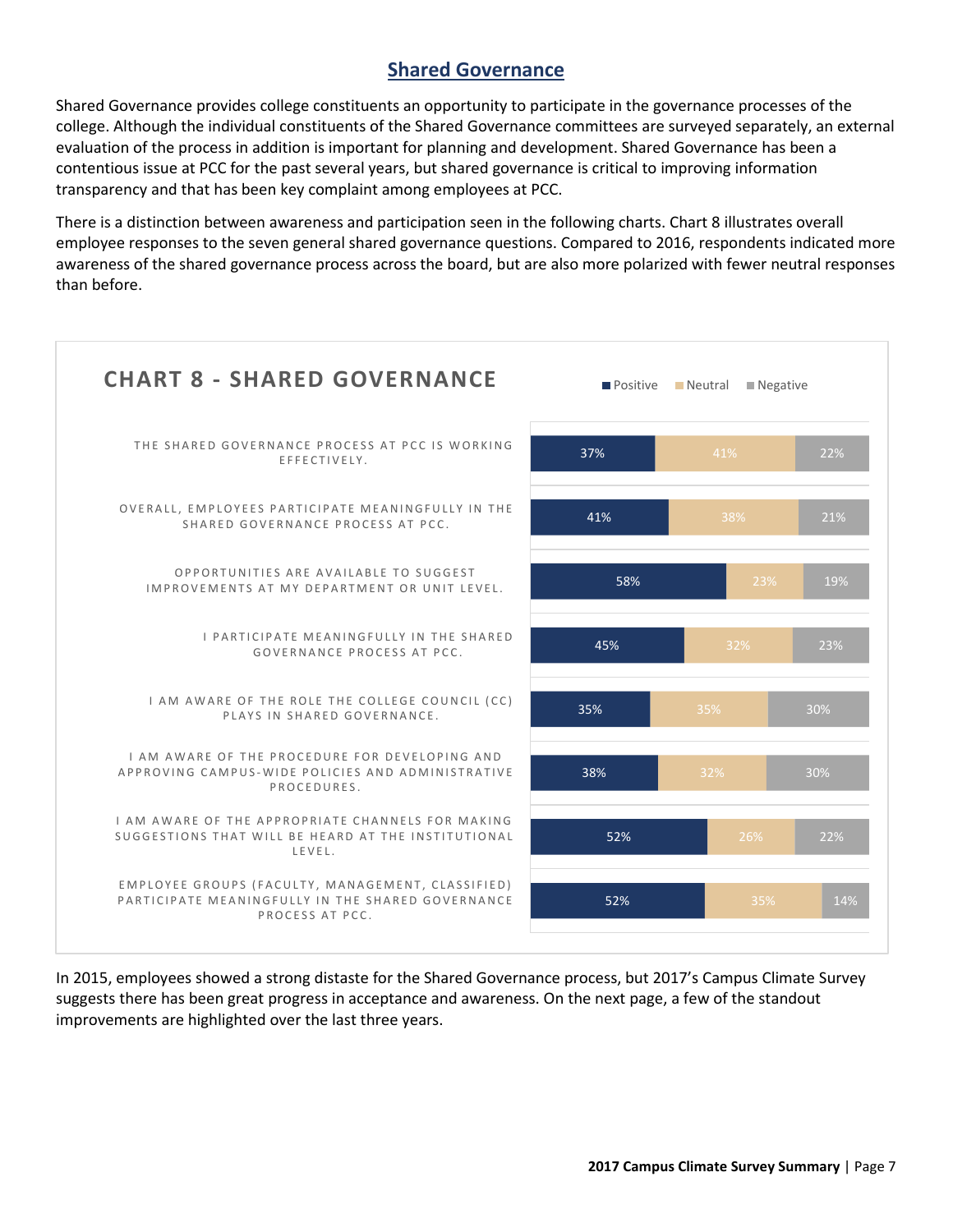## Shared Governance

Shared Governance provides college constituents an opportunity to participate in the governance processes of the college. Although the individual constituents of the Shared Governance committees are surveyed separately, an external evaluation of the process in addition is important for planning and development. Shared Governance has been a contentious issue at PCC for the past several years, but shared governance is critical to improving information transparency and that has been key complaint among employees at PCC.

There is a distinction between awareness and participation seen in the following charts. Chart 8 illustrates overall employee responses to the seven general shared governance questions. Compared to 2016, respondents indicated more awareness of the shared governance process across the board, but are also more polarized with fewer neutral responses than before.

**CHART 8 - SHARED GOVERNANCE**

| Statement | Positive | Neutral | Negative |
|---|---|---|---|
| THE SHARED GOVERNANCE PROCESS AT PCC IS WORKING EFFECTIVELY. | 37% | 41% | 22% |
| OVERALL, EMPLOYEES PARTICIPATE MEANINGFULLY IN THE SHARED GOVERNANCE PROCESS AT PCC. | 41% | 38% | 21% |
| OPPORTUNITIES ARE AVAILABLE TO SUGGEST IMPROVEMENTS AT MY DEPARTMENT OR UNIT LEVEL. | 58% | 23% | 19% |
| I PARTICIPATE MEANINGFULLY IN THE SHARED GOVERNANCE PROCESS AT PCC. | 45% | 32% | 23% |
| I AM AWARE OF THE ROLE THE COLLEGE COUNCIL (CC) PLAYS IN SHARED GOVERNANCE. | 35% | 35% | 30% |
| I AM AWARE OF THE PROCEDURE FOR DEVELOPING AND APPROVING CAMPUS-WIDE POLICIES AND ADMINISTRATIVE PROCEDURES. | 38% | 32% | 30% |
| I AM AWARE OF THE APPROPRIATE CHANNELS FOR MAKING SUGGESTIONS THAT WILL BE HEARD AT THE INSTITUTIONAL LEVEL. | 52% | 26% | 22% |
| EMPLOYEE GROUPS (FACULTY, MANAGEMENT, CLASSIFIED) PARTICIPATE MEANINGFULLY IN THE SHARED GOVERNANCE PROCESS AT PCC. | 52% | 35% | 14% |

In 2015, employees showed a strong distaste for the Shared Governance process, but 2017's Campus Climate Survey suggests there has been great progress in acceptance and awareness. On the next page, a few of the standout improvements are highlighted over the last three years.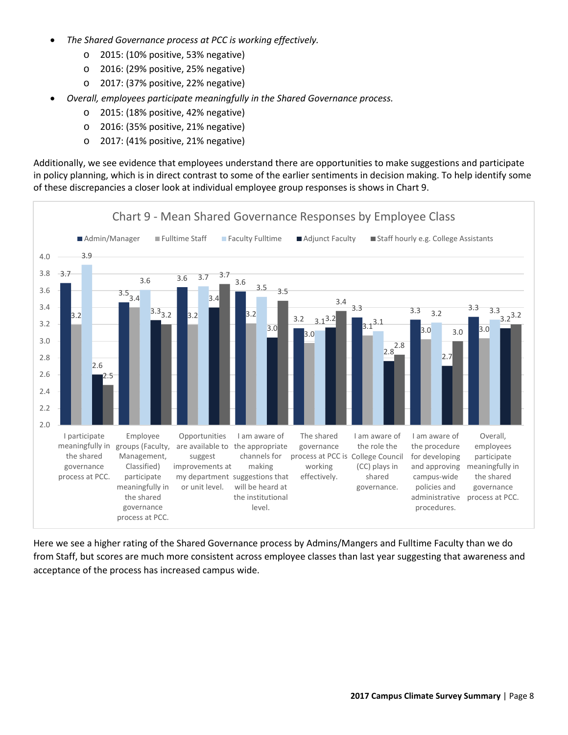- *The Shared Governance process at PCC is working effectively.*
  - 2015: (10% positive, 53% negative)
  - 2016: (29% positive, 25% negative)
  - 2017: (37% positive, 22% negative)
- *Overall, employees participate meaningfully in the Shared Governance process.*
  - 2015: (18% positive, 42% negative)
  - 2016: (35% positive, 21% negative)
  - 2017: (41% positive, 21% negative)

Additionally, we see evidence that employees understand there are opportunities to make suggestions and participate in policy planning, which is in direct contrast to some of the earlier sentiments in decision making. To help identify some of these discrepancies a closer look at individual employee group responses is shows in Chart 9.

**Chart 9 - Mean Shared Governance Responses by Employee Class**

| | Admin/Manager | Fulltime Staff | Faculty Fulltime | Adjunct Faculty | Staff hourly e.g. College Assistants |
|---|---|---|---|---|---|
| I participate meaningfully in the shared governance process at PCC. | 3.7 | 3.2 | 3.9 | 2.6 | 2.5 |
| Employee groups (Faculty, Management, Classified) participate meaningfully in the shared governance process at PCC. | 3.5 | 3.4 | 3.6 | 3.3 | 3.2 |
| Opportunities are available to suggest improvements at my department or unit level. | 3.6 | 3.2 | 3.7 | 3.4 | 3.7 |
| I am aware of the appropriate channels for making suggestions that will be heard at the institutional level. | 3.6 | 3.2 | 3.5 | 3.0 | 3.5 |
| The shared governance process at PCC is working effectively. | 3.2 | 3.0 | 3.1 | 3.2 | 3.4 |
| I am aware of the role the College Council (CC) plays in shared governance. | 3.3 | 3.1 | 3.1 | 2.8 | 2.8 |
| I am aware of the procedure for developing and approving campus-wide policies and administrative procedures. | 3.3 | 3.0 | 3.2 | 2.7 | 3.0 |
| Overall, employees participate meaningfully in the shared governance process at PCC. | 3.3 | 3.0 | 3.3 | 3.2 | 3.2 |

Here we see a higher rating of the Shared Governance process by Admins/Mangers and Fulltime Faculty than we do from Staff, but scores are much more consistent across employee classes than last year suggesting that awareness and acceptance of the process has increased campus wide.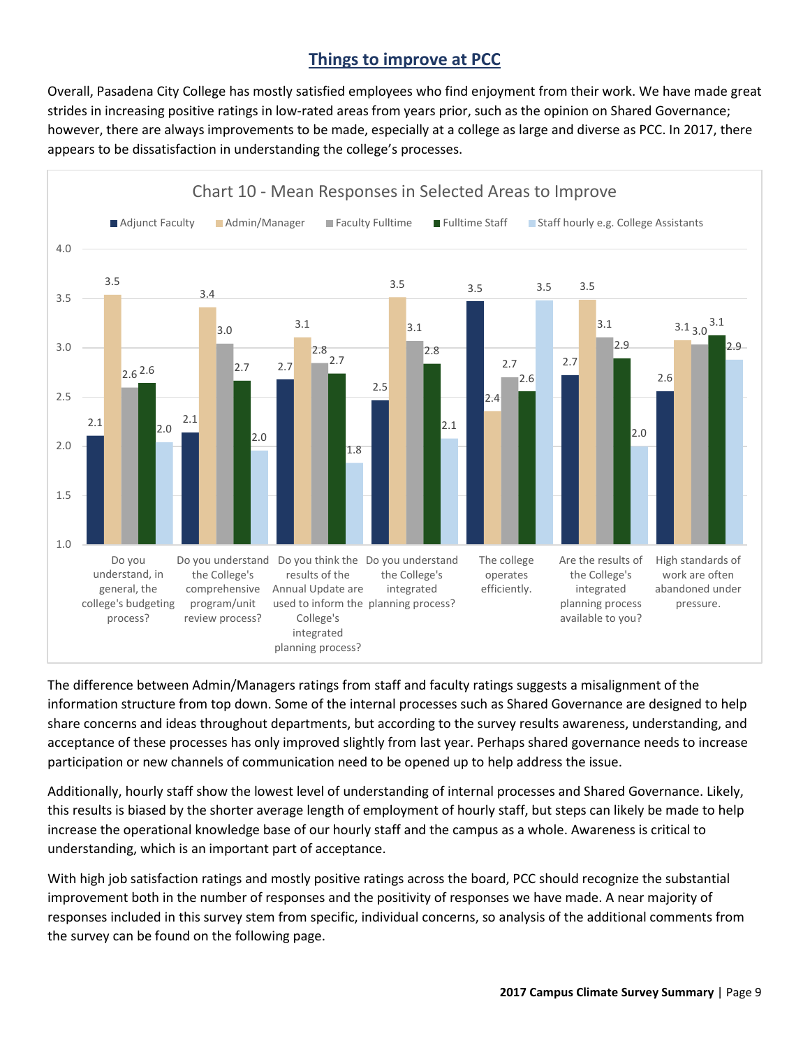## Things to improve at PCC

Overall, Pasadena City College has mostly satisfied employees who find enjoyment from their work. We have made great strides in increasing positive ratings in low-rated areas from years prior, such as the opinion on Shared Governance; however, there are always improvements to be made, especially at a college as large and diverse as PCC. In 2017, there appears to be dissatisfaction in understanding the college's processes.

**Chart 10 - Mean Responses in Selected Areas to Improve**

| | Adjunct Faculty | Admin/Manager | Faculty Fulltime | Fulltime Staff | Staff hourly e.g. College Assistants |
|---|---|---|---|---|---|
| Do you understand, in general, the college's budgeting process? | 2.1 | 3.5 | 2.6 | 2.6 | 2.0 |
| Do you understand the College's comprehensive program/unit review process? | 2.1 | 3.4 | 3.0 | 2.7 | 2.0 |
| Do you think the results of the Annual Update are used to inform the College's integrated planning process? | 2.7 | 3.1 | 2.8 | 2.7 | 1.8 |
| Do you understand the College's integrated planning process? | 2.5 | 3.5 | 3.1 | 2.8 | 2.1 |
| The college operates efficiently. | 3.5 | 2.4 | 2.7 | 2.6 | 3.5 |
| Are the results of the College's integrated planning process available to you? | 2.7 | 3.5 | 3.1 | 2.9 | 2.0 |
| High standards of work are often abandoned under pressure. | 2.6 | 3.1 | 3.0 | 3.1 | 2.9 |

The difference between Admin/Managers ratings from staff and faculty ratings suggests a misalignment of the information structure from top down. Some of the internal processes such as Shared Governance are designed to help share concerns and ideas throughout departments, but according to the survey results awareness, understanding, and acceptance of these processes has only improved slightly from last year. Perhaps shared governance needs to increase participation or new channels of communication need to be opened up to help address the issue.

Additionally, hourly staff show the lowest level of understanding of internal processes and Shared Governance. Likely, this results is biased by the shorter average length of employment of hourly staff, but steps can likely be made to help increase the operational knowledge base of our hourly staff and the campus as a whole. Awareness is critical to understanding, which is an important part of acceptance.

With high job satisfaction ratings and mostly positive ratings across the board, PCC should recognize the substantial improvement both in the number of responses and the positivity of responses we have made. A near majority of responses included in this survey stem from specific, individual concerns, so analysis of the additional comments from the survey can be found on the following page.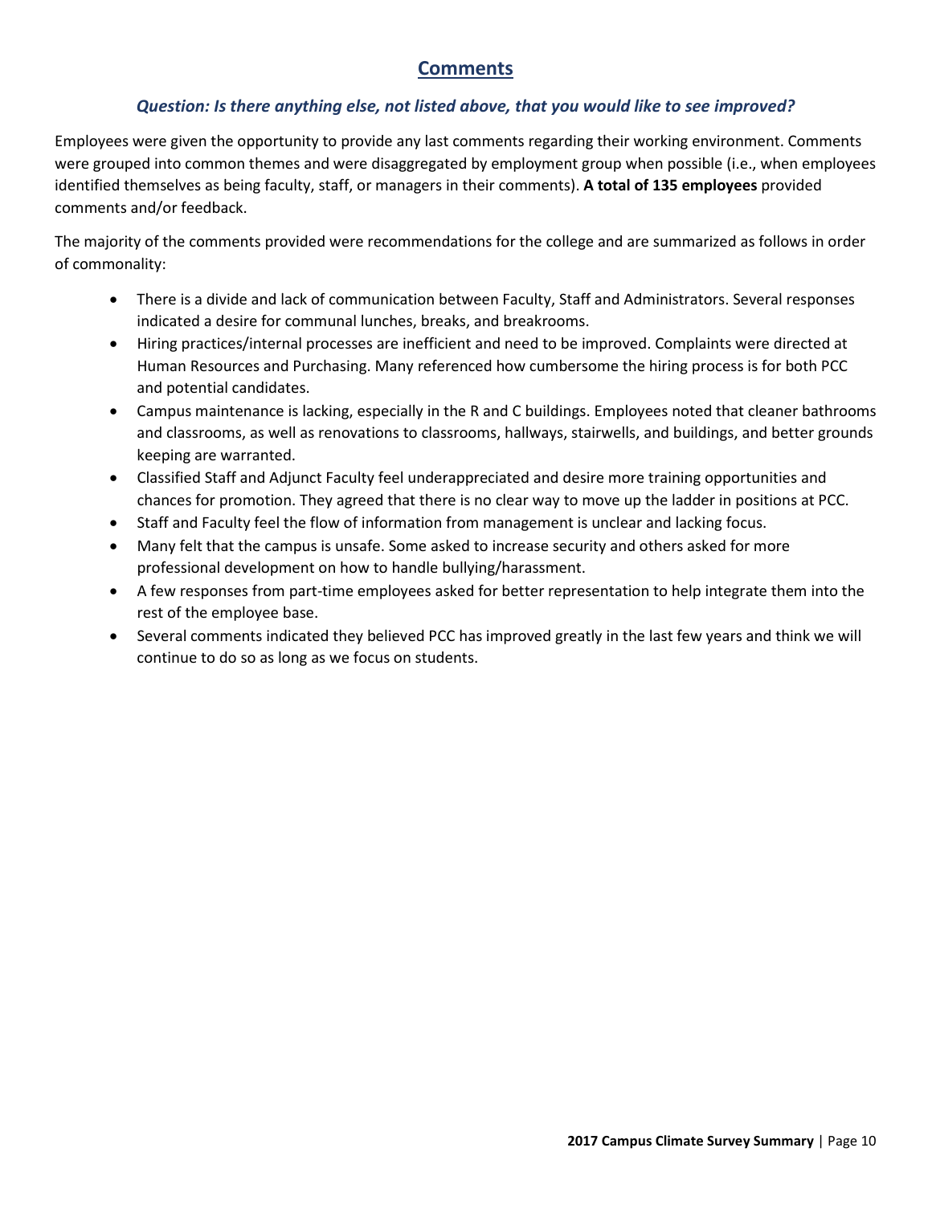## Comments

### *Question: Is there anything else, not listed above, that you would like to see improved?*

Employees were given the opportunity to provide any last comments regarding their working environment. Comments were grouped into common themes and were disaggregated by employment group when possible (i.e., when employees identified themselves as being faculty, staff, or managers in their comments). **A total of 135 employees** provided comments and/or feedback.

The majority of the comments provided were recommendations for the college and are summarized as follows in order of commonality:

- There is a divide and lack of communication between Faculty, Staff and Administrators. Several responses indicated a desire for communal lunches, breaks, and breakrooms.
- Hiring practices/internal processes are inefficient and need to be improved. Complaints were directed at Human Resources and Purchasing. Many referenced how cumbersome the hiring process is for both PCC and potential candidates.
- Campus maintenance is lacking, especially in the R and C buildings. Employees noted that cleaner bathrooms and classrooms, as well as renovations to classrooms, hallways, stairwells, and buildings, and better grounds keeping are warranted.
- Classified Staff and Adjunct Faculty feel underappreciated and desire more training opportunities and chances for promotion. They agreed that there is no clear way to move up the ladder in positions at PCC.
- Staff and Faculty feel the flow of information from management is unclear and lacking focus.
- Many felt that the campus is unsafe. Some asked to increase security and others asked for more professional development on how to handle bullying/harassment.
- A few responses from part-time employees asked for better representation to help integrate them into the rest of the employee base.
- Several comments indicated they believed PCC has improved greatly in the last few years and think we will continue to do so as long as we focus on students.